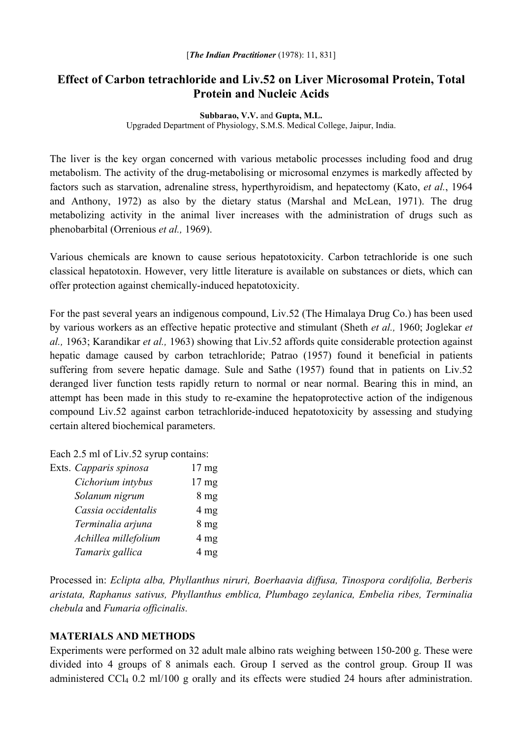[*The Indian Practitioner* (1978): 11, 831]

# Effect of Carbon tetrachloride and Liv.52 on Liver Microsomal Protein, Total Protein and Nucleic Acids

**Subbarao, V.V.** and **Gupta, M.L.**
Upgraded Department of Physiology, S.M.S. Medical College, Jaipur, India.

The liver is the key organ concerned with various metabolic processes including food and drug metabolism. The activity of the drug-metabolising or microsomal enzymes is markedly affected by factors such as starvation, adrenaline stress, hyperthyroidism, and hepatectomy (Kato, *et al.*, 1964 and Anthony, 1972) as also by the dietary status (Marshal and McLean, 1971). The drug metabolizing activity in the animal liver increases with the administration of drugs such as phenobarbital (Orrenious *et al.,* 1969).

Various chemicals are known to cause serious hepatotoxicity. Carbon tetrachloride is one such classical hepatotoxin. However, very little literature is available on substances or diets, which can offer protection against chemically-induced hepatotoxicity.

For the past several years an indigenous compound, Liv.52 (The Himalaya Drug Co.) has been used by various workers as an effective hepatic protective and stimulant (Sheth *et al.,* 1960; Joglekar *et al.,* 1963; Karandikar *et al.,* 1963) showing that Liv.52 affords quite considerable protection against hepatic damage caused by carbon tetrachloride; Patrao (1957) found it beneficial in patients suffering from severe hepatic damage. Sule and Sathe (1957) found that in patients on Liv.52 deranged liver function tests rapidly return to normal or near normal. Bearing this in mind, an attempt has been made in this study to re-examine the hepatoprotective action of the indigenous compound Liv.52 against carbon tetrachloride-induced hepatotoxicity by assessing and studying certain altered biochemical parameters.

Each 2.5 ml of Liv.52 syrup contains:

| Exts. | |
|---|---|
| *Capparis spinosa* | 17 mg |
| *Cichorium intybus* | 17 mg |
| *Solanum nigrum* | 8 mg |
| *Cassia occidentalis* | 4 mg |
| *Terminalia arjuna* | 8 mg |
| *Achillea millefolium* | 4 mg |
| *Tamarix gallica* | 4 mg |

Processed in: *Eclipta alba, Phyllanthus niruri, Boerhaavia diffusa, Tinospora cordifolia, Berberis aristata, Raphanus sativus, Phyllanthus emblica, Plumbago zeylanica, Embelia ribes, Terminalia chebula* and *Fumaria officinalis.*

## MATERIALS AND METHODS

Experiments were performed on 32 adult male albino rats weighing between 150-200 g. These were divided into 4 groups of 8 animals each. Group I served as the control group. Group II was administered $CCl_4$ 0.2 ml/100 g orally and its effects were studied 24 hours after administration.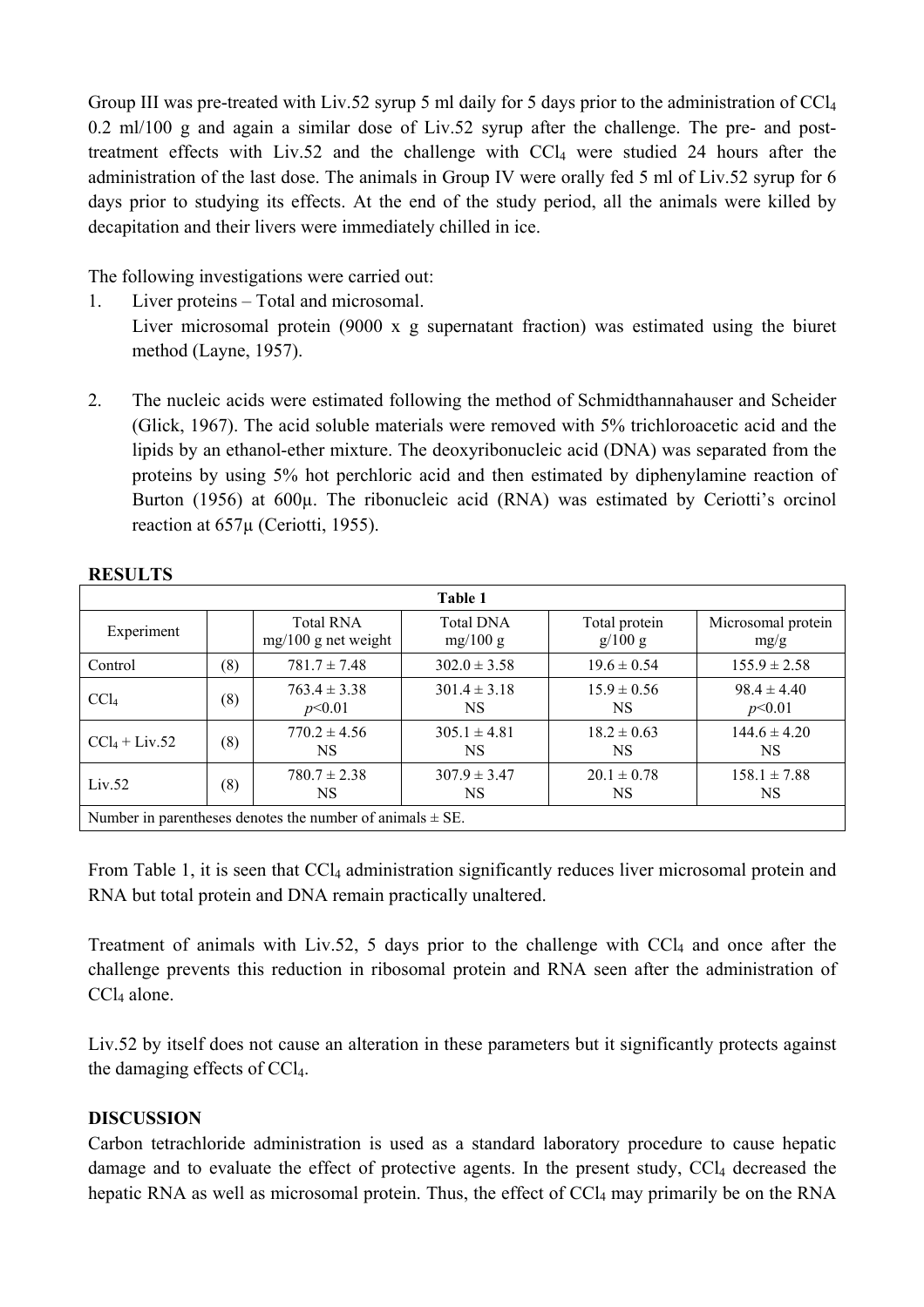Group III was pre-treated with Liv.52 syrup 5 ml daily for 5 days prior to the administration of $CCl_4$ 0.2 ml/100 g and again a similar dose of Liv.52 syrup after the challenge. The pre- and post-treatment effects with Liv.52 and the challenge with $CCl_4$ were studied 24 hours after the administration of the last dose. The animals in Group IV were orally fed 5 ml of Liv.52 syrup for 6 days prior to studying its effects. At the end of the study period, all the animals were killed by decapitation and their livers were immediately chilled in ice.

The following investigations were carried out:

1. Liver proteins – Total and microsomal.
   Liver microsomal protein (9000 x g supernatant fraction) was estimated using the biuret method (Layne, 1957).

2. The nucleic acids were estimated following the method of Schmidthannahauser and Scheider (Glick, 1967). The acid soluble materials were removed with 5% trichloroacetic acid and the lipids by an ethanol-ether mixture. The deoxyribonucleic acid (DNA) was separated from the proteins by using 5% hot perchloric acid and then estimated by diphenylamine reaction of Burton (1956) at 600μ. The ribonucleic acid (RNA) was estimated by Ceriotti's orcinol reaction at 657μ (Ceriotti, 1955).

**RESULTS**

**Table 1**

| Experiment | | Total RNA mg/100 g net weight | Total DNA mg/100 g | Total protein g/100 g | Microsomal protein mg/g |
|---|---|---|---|---|---|
| Control | (8) | 781.7 ± 7.48 | 302.0 ± 3.58 | 19.6 ± 0.54 | 155.9 ± 2.58 |
| $CCl_4$ | (8) | 763.4 ± 3.38 $p<0.01$ | 301.4 ± 3.18 NS | 15.9 ± 0.56 NS | 98.4 ± 4.40 $p<0.01$ |
| $CCl_4$ + Liv.52 | (8) | 770.2 ± 4.56 NS | 305.1 ± 4.81 NS | 18.2 ± 0.63 NS | 144.6 ± 4.20 NS |
| Liv.52 | (8) | 780.7 ± 2.38 NS | 307.9 ± 3.47 NS | 20.1 ± 0.78 NS | 158.1 ± 7.88 NS |

Number in parentheses denotes the number of animals ± SE.

From Table 1, it is seen that $CCl_4$ administration significantly reduces liver microsomal protein and RNA but total protein and DNA remain practically unaltered.

Treatment of animals with Liv.52, 5 days prior to the challenge with $CCl_4$ and once after the challenge prevents this reduction in ribosomal protein and RNA seen after the administration of $CCl_4$ alone.

Liv.52 by itself does not cause an alteration in these parameters but it significantly protects against the damaging effects of $CCl_4$.

**DISCUSSION**

Carbon tetrachloride administration is used as a standard laboratory procedure to cause hepatic damage and to evaluate the effect of protective agents. In the present study, $CCl_4$ decreased the hepatic RNA as well as microsomal protein. Thus, the effect of $CCl_4$ may primarily be on the RNA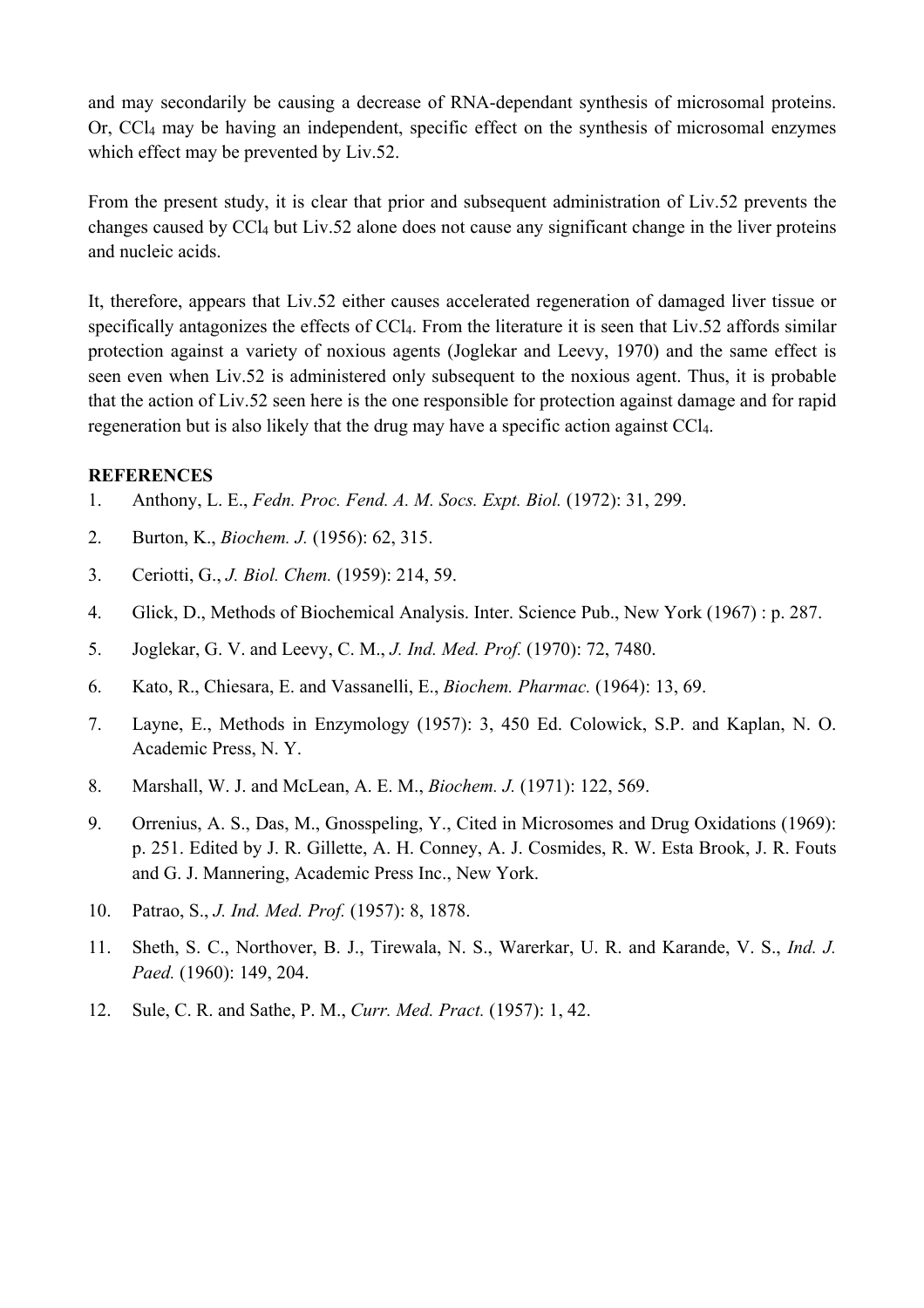and may secondarily be causing a decrease of RNA-dependant synthesis of microsomal proteins. Or, $CCl_4$ may be having an independent, specific effect on the synthesis of microsomal enzymes which effect may be prevented by Liv.52.

From the present study, it is clear that prior and subsequent administration of Liv.52 prevents the changes caused by $CCl_4$ but Liv.52 alone does not cause any significant change in the liver proteins and nucleic acids.

It, therefore, appears that Liv.52 either causes accelerated regeneration of damaged liver tissue or specifically antagonizes the effects of $CCl_4$. From the literature it is seen that Liv.52 affords similar protection against a variety of noxious agents (Joglekar and Leevy, 1970) and the same effect is seen even when Liv.52 is administered only subsequent to the noxious agent. Thus, it is probable that the action of Liv.52 seen here is the one responsible for protection against damage and for rapid regeneration but is also likely that the drug may have a specific action against $CCl_4$.

**REFERENCES**

1. Anthony, L. E., *Fedn. Proc. Fend. A. M. Socs. Expt. Biol.* (1972): 31, 299.
2. Burton, K., *Biochem. J.* (1956): 62, 315.
3. Ceriotti, G., *J. Biol. Chem.* (1959): 214, 59.
4. Glick, D., Methods of Biochemical Analysis. Inter. Science Pub., New York (1967) : p. 287.
5. Joglekar, G. V. and Leevy, C. M., *J. Ind. Med. Prof.* (1970): 72, 7480.
6. Kato, R., Chiesara, E. and Vassanelli, E., *Biochem. Pharmac.* (1964): 13, 69.
7. Layne, E., Methods in Enzymology (1957): 3, 450 Ed. Colowick, S.P. and Kaplan, N. O. Academic Press, N. Y.
8. Marshall, W. J. and McLean, A. E. M., *Biochem. J.* (1971): 122, 569.
9. Orrenius, A. S., Das, M., Gnosspeling, Y., Cited in Microsomes and Drug Oxidations (1969): p. 251. Edited by J. R. Gillette, A. H. Conney, A. J. Cosmides, R. W. Esta Brook, J. R. Fouts and G. J. Mannering, Academic Press Inc., New York.
10. Patrao, S., *J. Ind. Med. Prof.* (1957): 8, 1878.
11. Sheth, S. C., Northover, B. J., Tirewala, N. S., Warerkar, U. R. and Karande, V. S., *Ind. J. Paed.* (1960): 149, 204.
12. Sule, C. R. and Sathe, P. M., *Curr. Med. Pract.* (1957): 1, 42.